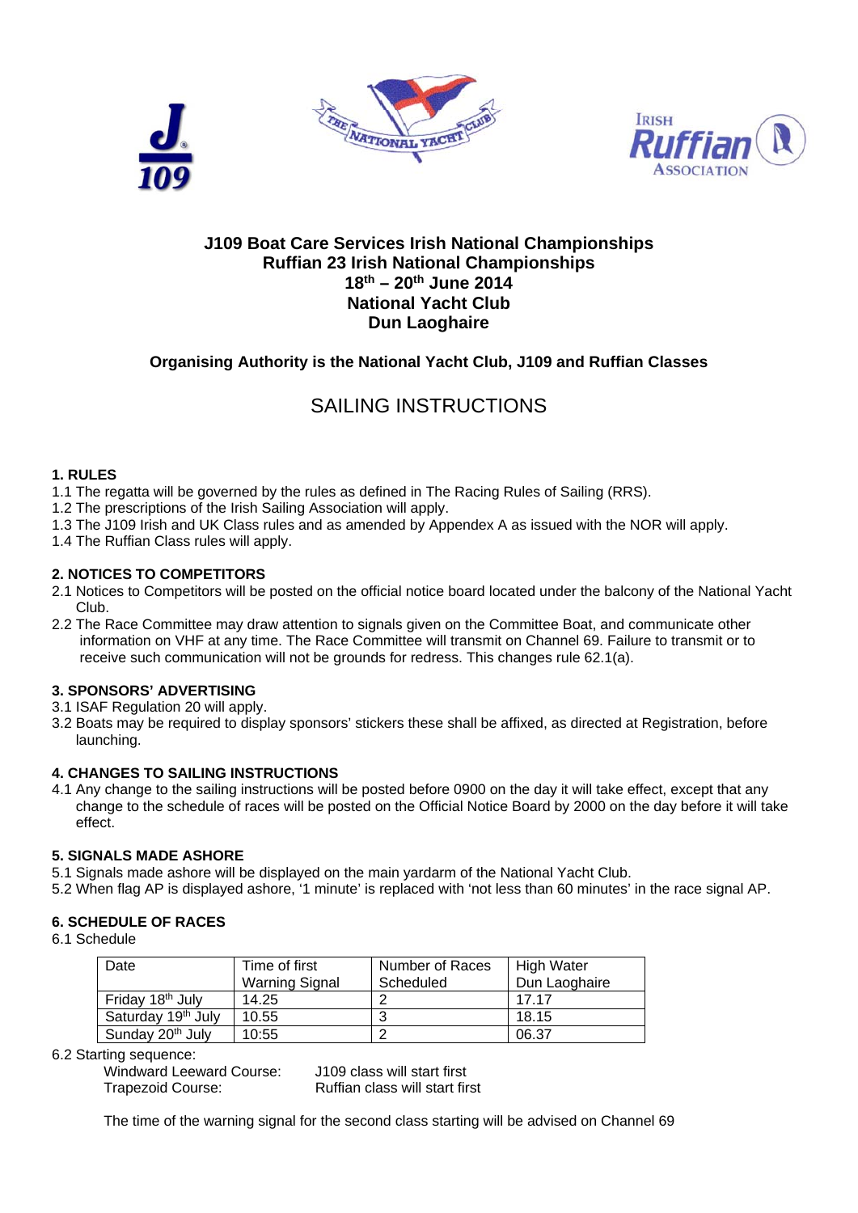# J109 Boat Care Services Irish National Championships
# Ruffian 23 Irish National Championships
# 18th – 20th June 2014
# National Yacht Club
# Dun Laoghaire

**Organising Authority is the National Yacht Club, J109 and Ruffian Classes**

## SAILING INSTRUCTIONS

### 1. RULES

1.1 The regatta will be governed by the rules as defined in The Racing Rules of Sailing (RRS).
1.2 The prescriptions of the Irish Sailing Association will apply.
1.3 The J109 Irish and UK Class rules and as amended by Appendix A as issued with the NOR will apply.
1.4 The Ruffian Class rules will apply.

### 2. NOTICES TO COMPETITORS

2.1 Notices to Competitors will be posted on the official notice board located under the balcony of the National Yacht Club.
2.2 The Race Committee may draw attention to signals given on the Committee Boat, and communicate other information on VHF at any time. The Race Committee will transmit on Channel 69. Failure to transmit or to receive such communication will not be grounds for redress. This changes rule 62.1(a).

### 3. SPONSORS' ADVERTISING

3.1 ISAF Regulation 20 will apply.
3.2 Boats may be required to display sponsors' stickers these shall be affixed, as directed at Registration, before launching.

### 4. CHANGES TO SAILING INSTRUCTIONS

4.1 Any change to the sailing instructions will be posted before 0900 on the day it will take effect, except that any change to the schedule of races will be posted on the Official Notice Board by 2000 on the day before it will take effect.

### 5. SIGNALS MADE ASHORE

5.1 Signals made ashore will be displayed on the main yardarm of the National Yacht Club.
5.2 When flag AP is displayed ashore, '1 minute' is replaced with 'not less than 60 minutes' in the race signal AP.

### 6. SCHEDULE OF RACES

6.1 Schedule

| Date | Time of first Warning Signal | Number of Races Scheduled | High Water Dun Laoghaire |
|---|---|---|---|
| Friday 18th July | 14.25 | 2 | 17.17 |
| Saturday 19th July | 10.55 | 3 | 18.15 |
| Sunday 20th July | 10:55 | 2 | 06.37 |

6.2 Starting sequence:

Windward Leeward Course: J109 class will start first
Trapezoid Course: Ruffian class will start first

The time of the warning signal for the second class starting will be advised on Channel 69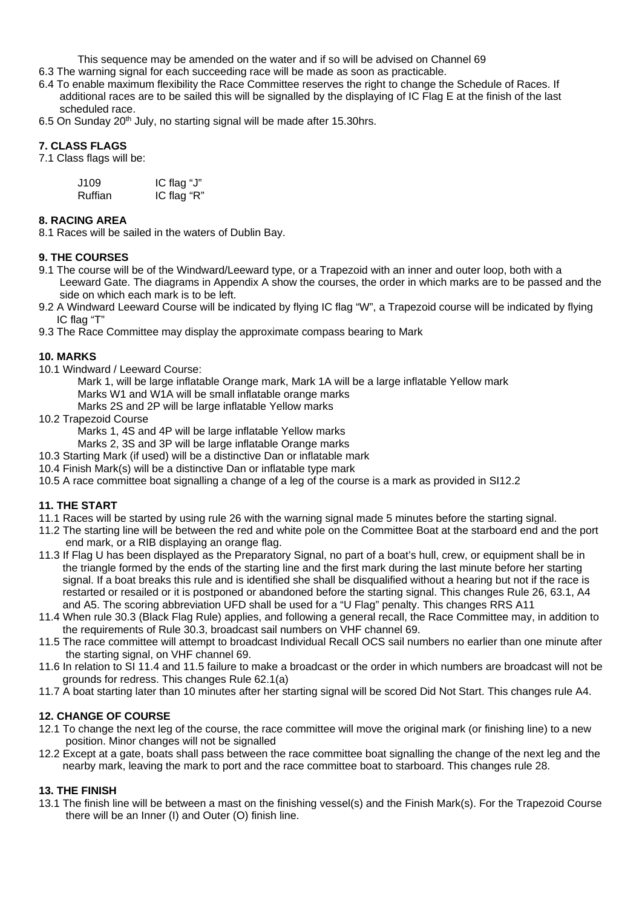This sequence may be amended on the water and if so will be advised on Channel 69

6.3 The warning signal for each succeeding race will be made as soon as practicable.

6.4 To enable maximum flexibility the Race Committee reserves the right to change the Schedule of Races. If additional races are to be sailed this will be signalled by the displaying of IC Flag E at the finish of the last scheduled race.

6.5 On Sunday 20th July, no starting signal will be made after 15.30hrs.

### 7. CLASS FLAGS

7.1 Class flags will be:

| J109 | IC flag "J" |
| --- | --- |
| Ruffian | IC flag "R" |

### 8. RACING AREA

8.1 Races will be sailed in the waters of Dublin Bay.

### 9. THE COURSES

9.1 The course will be of the Windward/Leeward type, or a Trapezoid with an inner and outer loop, both with a Leeward Gate. The diagrams in Appendix A show the courses, the order in which marks are to be passed and the side on which each mark is to be left.

9.2 A Windward Leeward Course will be indicated by flying IC flag "W", a Trapezoid course will be indicated by flying IC flag "T"

9.3 The Race Committee may display the approximate compass bearing to Mark

### 10. MARKS

10.1 Windward / Leeward Course:

Mark 1, will be large inflatable Orange mark, Mark 1A will be a large inflatable Yellow mark
Marks W1 and W1A will be small inflatable orange marks
Marks 2S and 2P will be large inflatable Yellow marks

10.2 Trapezoid Course

Marks 1, 4S and 4P will be large inflatable Yellow marks
Marks 2, 3S and 3P will be large inflatable Orange marks

10.3 Starting Mark (if used) will be a distinctive Dan or inflatable mark

10.4 Finish Mark(s) will be a distinctive Dan or inflatable type mark

10.5 A race committee boat signalling a change of a leg of the course is a mark as provided in SI12.2

### 11. THE START

11.1 Races will be started by using rule 26 with the warning signal made 5 minutes before the starting signal.

11.2 The starting line will be between the red and white pole on the Committee Boat at the starboard end and the port end mark, or a RIB displaying an orange flag.

11.3 If Flag U has been displayed as the Preparatory Signal, no part of a boat's hull, crew, or equipment shall be in the triangle formed by the ends of the starting line and the first mark during the last minute before her starting signal. If a boat breaks this rule and is identified she shall be disqualified without a hearing but not if the race is restarted or resailed or it is postponed or abandoned before the starting signal. This changes Rule 26, 63.1, A4 and A5. The scoring abbreviation UFD shall be used for a "U Flag" penalty. This changes RRS A11

11.4 When rule 30.3 (Black Flag Rule) applies, and following a general recall, the Race Committee may, in addition to the requirements of Rule 30.3, broadcast sail numbers on VHF channel 69.

11.5 The race committee will attempt to broadcast Individual Recall OCS sail numbers no earlier than one minute after the starting signal, on VHF channel 69.

11.6 In relation to SI 11.4 and 11.5 failure to make a broadcast or the order in which numbers are broadcast will not be grounds for redress. This changes Rule 62.1(a)

11.7 A boat starting later than 10 minutes after her starting signal will be scored Did Not Start. This changes rule A4.

### 12. CHANGE OF COURSE

12.1 To change the next leg of the course, the race committee will move the original mark (or finishing line) to a new position. Minor changes will not be signalled

12.2 Except at a gate, boats shall pass between the race committee boat signalling the change of the next leg and the nearby mark, leaving the mark to port and the race committee boat to starboard. This changes rule 28.

### 13. THE FINISH

13.1 The finish line will be between a mast on the finishing vessel(s) and the Finish Mark(s). For the Trapezoid Course there will be an Inner (I) and Outer (O) finish line.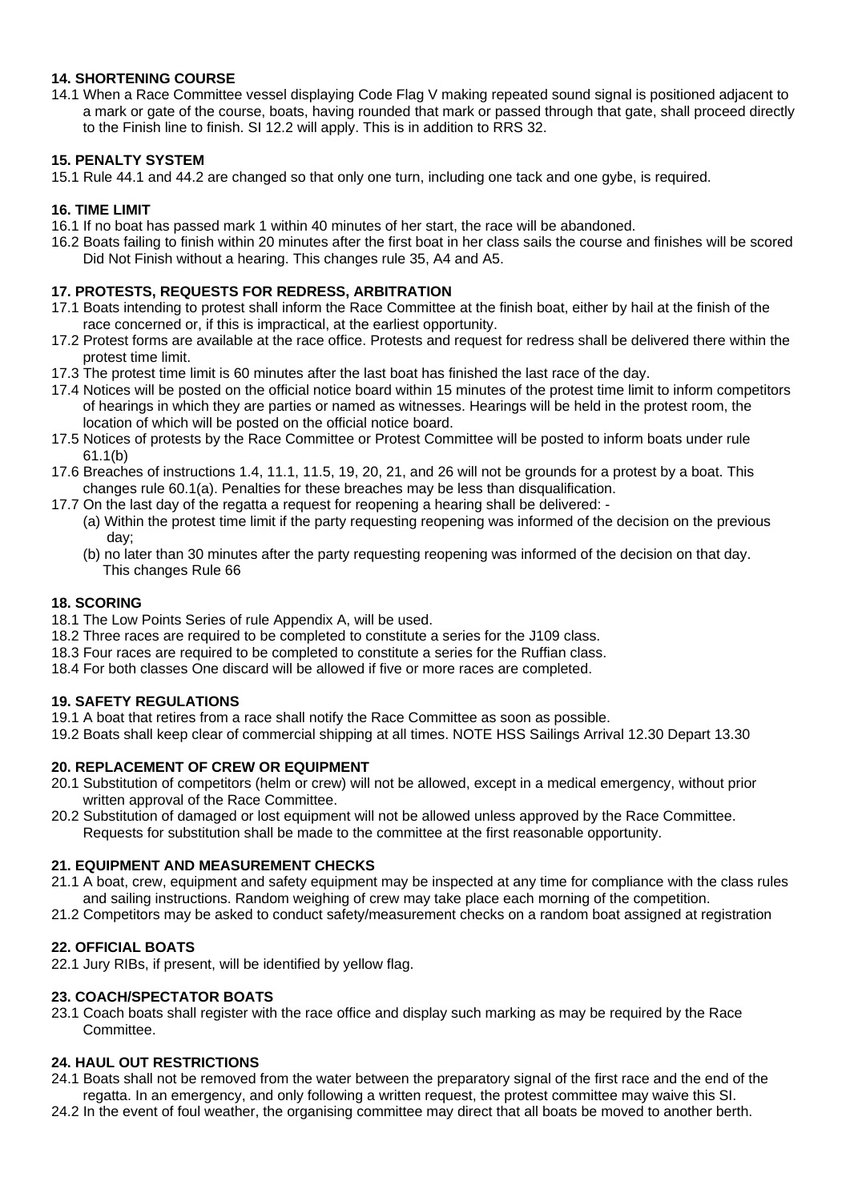**14. SHORTENING COURSE**

14.1 When a Race Committee vessel displaying Code Flag V making repeated sound signal is positioned adjacent to a mark or gate of the course, boats, having rounded that mark or passed through that gate, shall proceed directly to the Finish line to finish. SI 12.2 will apply. This is in addition to RRS 32.

**15. PENALTY SYSTEM**

15.1 Rule 44.1 and 44.2 are changed so that only one turn, including one tack and one gybe, is required.

**16. TIME LIMIT**

16.1 If no boat has passed mark 1 within 40 minutes of her start, the race will be abandoned.

16.2 Boats failing to finish within 20 minutes after the first boat in her class sails the course and finishes will be scored Did Not Finish without a hearing. This changes rule 35, A4 and A5.

**17. PROTESTS, REQUESTS FOR REDRESS, ARBITRATION**

17.1 Boats intending to protest shall inform the Race Committee at the finish boat, either by hail at the finish of the race concerned or, if this is impractical, at the earliest opportunity.

17.2 Protest forms are available at the race office. Protests and request for redress shall be delivered there within the protest time limit.

17.3 The protest time limit is 60 minutes after the last boat has finished the last race of the day.

17.4 Notices will be posted on the official notice board within 15 minutes of the protest time limit to inform competitors of hearings in which they are parties or named as witnesses. Hearings will be held in the protest room, the location of which will be posted on the official notice board.

17.5 Notices of protests by the Race Committee or Protest Committee will be posted to inform boats under rule 61.1(b)

17.6 Breaches of instructions 1.4, 11.1, 11.5, 19, 20, 21, and 26 will not be grounds for a protest by a boat. This changes rule 60.1(a). Penalties for these breaches may be less than disqualification.

17.7 On the last day of the regatta a request for reopening a hearing shall be delivered: -

(a) Within the protest time limit if the party requesting reopening was informed of the decision on the previous day;

(b) no later than 30 minutes after the party requesting reopening was informed of the decision on that day. This changes Rule 66

**18. SCORING**

18.1 The Low Points Series of rule Appendix A, will be used.

18.2 Three races are required to be completed to constitute a series for the J109 class.

18.3 Four races are required to be completed to constitute a series for the Ruffian class.

18.4 For both classes One discard will be allowed if five or more races are completed.

**19. SAFETY REGULATIONS**

19.1 A boat that retires from a race shall notify the Race Committee as soon as possible.

19.2 Boats shall keep clear of commercial shipping at all times. NOTE HSS Sailings Arrival 12.30 Depart 13.30

**20. REPLACEMENT OF CREW OR EQUIPMENT**

20.1 Substitution of competitors (helm or crew) will not be allowed, except in a medical emergency, without prior written approval of the Race Committee.

20.2 Substitution of damaged or lost equipment will not be allowed unless approved by the Race Committee. Requests for substitution shall be made to the committee at the first reasonable opportunity.

**21. EQUIPMENT AND MEASUREMENT CHECKS**

21.1 A boat, crew, equipment and safety equipment may be inspected at any time for compliance with the class rules and sailing instructions. Random weighing of crew may take place each morning of the competition.

21.2 Competitors may be asked to conduct safety/measurement checks on a random boat assigned at registration

**22. OFFICIAL BOATS**

22.1 Jury RIBs, if present, will be identified by yellow flag.

**23. COACH/SPECTATOR BOATS**

23.1 Coach boats shall register with the race office and display such marking as may be required by the Race Committee.

**24. HAUL OUT RESTRICTIONS**

24.1 Boats shall not be removed from the water between the preparatory signal of the first race and the end of the regatta. In an emergency, and only following a written request, the protest committee may waive this SI.

24.2 In the event of foul weather, the organising committee may direct that all boats be moved to another berth.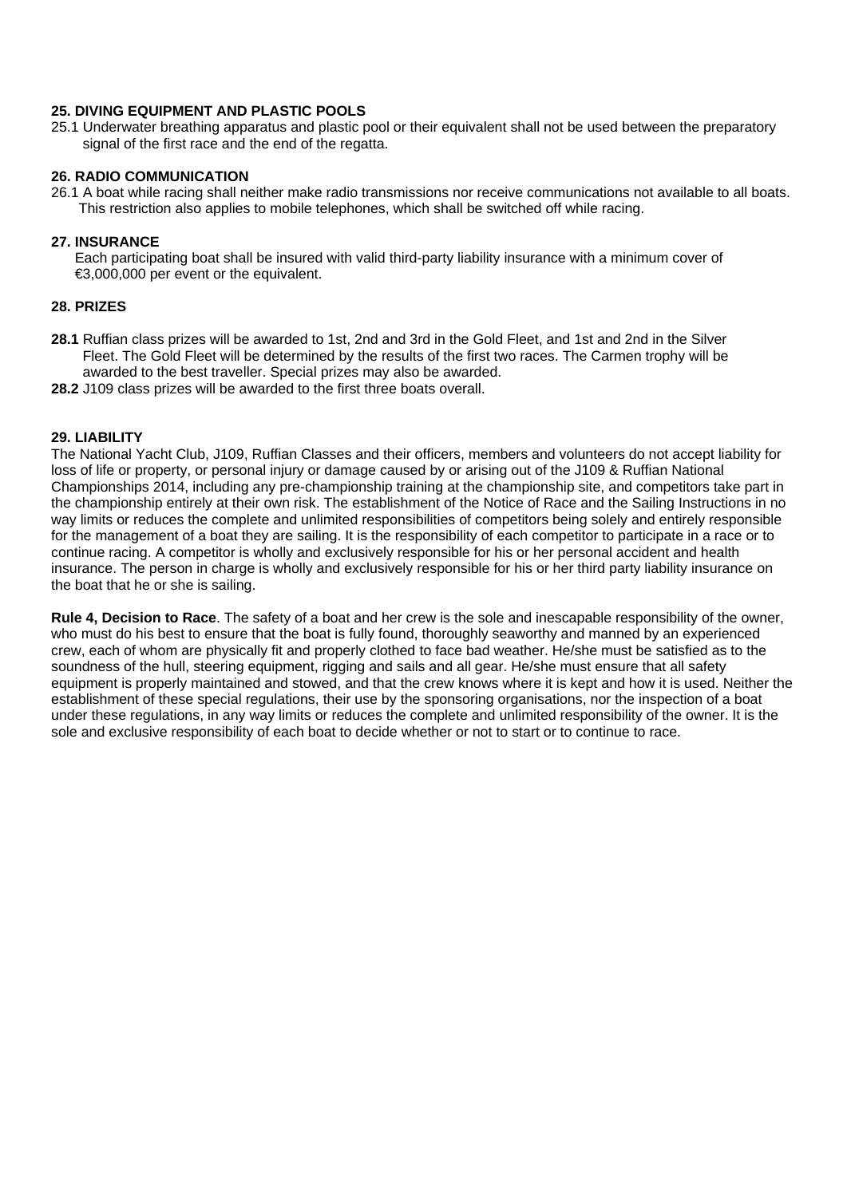### 25. DIVING EQUIPMENT AND PLASTIC POOLS

25.1 Underwater breathing apparatus and plastic pool or their equivalent shall not be used between the preparatory signal of the first race and the end of the regatta.

### 26. RADIO COMMUNICATION

26.1 A boat while racing shall neither make radio transmissions nor receive communications not available to all boats. This restriction also applies to mobile telephones, which shall be switched off while racing.

### 27. INSURANCE

Each participating boat shall be insured with valid third-party liability insurance with a minimum cover of €3,000,000 per event or the equivalent.

### 28. PRIZES

**28.1** Ruffian class prizes will be awarded to 1st, 2nd and 3rd in the Gold Fleet, and 1st and 2nd in the Silver Fleet. The Gold Fleet will be determined by the results of the first two races. The Carmen trophy will be awarded to the best traveller. Special prizes may also be awarded.

**28.2** J109 class prizes will be awarded to the first three boats overall.

### 29. LIABILITY

The National Yacht Club, J109, Ruffian Classes and their officers, members and volunteers do not accept liability for loss of life or property, or personal injury or damage caused by or arising out of the J109 & Ruffian National Championships 2014, including any pre-championship training at the championship site, and competitors take part in the championship entirely at their own risk. The establishment of the Notice of Race and the Sailing Instructions in no way limits or reduces the complete and unlimited responsibilities of competitors being solely and entirely responsible for the management of a boat they are sailing. It is the responsibility of each competitor to participate in a race or to continue racing. A competitor is wholly and exclusively responsible for his or her personal accident and health insurance. The person in charge is wholly and exclusively responsible for his or her third party liability insurance on the boat that he or she is sailing.

**Rule 4, Decision to Race**. The safety of a boat and her crew is the sole and inescapable responsibility of the owner, who must do his best to ensure that the boat is fully found, thoroughly seaworthy and manned by an experienced crew, each of whom are physically fit and properly clothed to face bad weather. He/she must be satisfied as to the soundness of the hull, steering equipment, rigging and sails and all gear. He/she must ensure that all safety equipment is properly maintained and stowed, and that the crew knows where it is kept and how it is used. Neither the establishment of these special regulations, their use by the sponsoring organisations, nor the inspection of a boat under these regulations, in any way limits or reduces the complete and unlimited responsibility of the owner. It is the sole and exclusive responsibility of each boat to decide whether or not to start or to continue to race.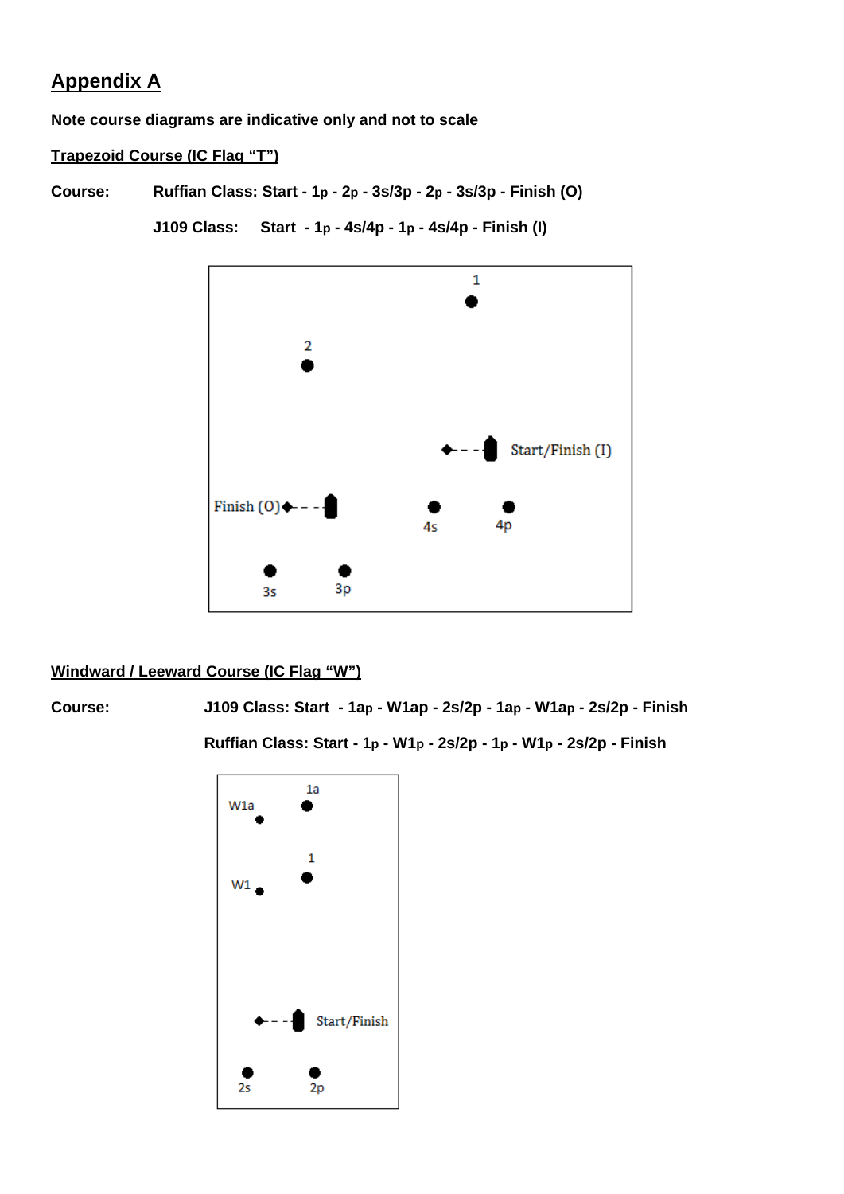## Appendix A

**Note course diagrams are indicative only and not to scale**

**Trapezoid Course (IC Flag "T")**

**Course:** **Ruffian Class: Start - 1p - 2p - 3s/3p - 2p - 3s/3p - Finish (O)**

**J109 Class: Start - 1p - 4s/4p - 1p - 4s/4p - Finish (I)**

1

2

Start/Finish (I)

Finish (O)

4s

4p

3s

3p

**Windward / Leeward Course (IC Flag "W")**

**Course:** **J109 Class: Start - 1ap - W1ap - 2s/2p - 1ap - W1ap - 2s/2p - Finish**

**Ruffian Class: Start - 1p - W1p - 2s/2p - 1p - W1p - 2s/2p - Finish**

1a

W1a

1

W1

Start/Finish

2s

2p